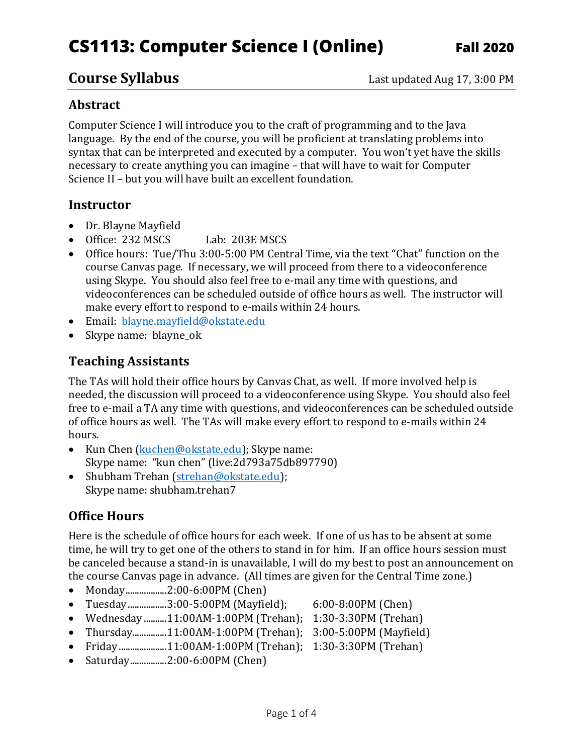# CS1113: Computer Science I (Online) **Fall 2020**

## Course Syllabus

Last updated Aug 17, 3:00 PM

### Abstract

Computer Science I will introduce you to the craft of programming and to the Java language. By the end of the course, you will be proficient at translating problems into syntax that can be interpreted and executed by a computer. You won't yet have the skills necessary to create anything you can imagine – that will have to wait for Computer Science II – but you will have built an excellent foundation.

### Instructor

- Dr. Blayne Mayfield
- Office: 232 MSCS    Lab: 203E MSCS
- Office hours: Tue/Thu 3:00-5:00 PM Central Time, via the text "Chat" function on the course Canvas page. If necessary, we will proceed from there to a videoconference using Skype. You should also feel free to e-mail any time with questions, and videoconferences can be scheduled outside of office hours as well. The instructor will make every effort to respond to e-mails within 24 hours.
- Email: blayne.mayfield@okstate.edu
- Skype name: blayne_ok

### Teaching Assistants

The TAs will hold their office hours by Canvas Chat, as well. If more involved help is needed, the discussion will proceed to a videoconference using Skype. You should also feel free to e-mail a TA any time with questions, and videoconferences can be scheduled outside of office hours as well. The TAs will make every effort to respond to e-mails within 24 hours.

- Kun Chen (kuchen@okstate.edu); Skype name:
  Skype name: "kun chen" (live:2d793a75db897790)
- Shubham Trehan (strehan@okstate.edu);
  Skype name: shubham.trehan7

### Office Hours

Here is the schedule of office hours for each week. If one of us has to be absent at some time, he will try to get one of the others to stand in for him. If an office hours session must be canceled because a stand-in is unavailable, I will do my best to post an announcement on the course Canvas page in advance. (All times are given for the Central Time zone.)

- Monday..................2:00-6:00PM (Chen)
- Tuesday.................3:00-5:00PM (Mayfield);    6:00-8:00PM (Chen)
- Wednesday..........11:00AM-1:00PM (Trehan);    1:30-3:30PM (Trehan)
- Thursday...............11:00AM-1:00PM (Trehan);    3:00-5:00PM (Mayfield)
- Friday.....................11:00AM-1:00PM (Trehan);    1:30-3:30PM (Trehan)
- Saturday................2:00-6:00PM (Chen)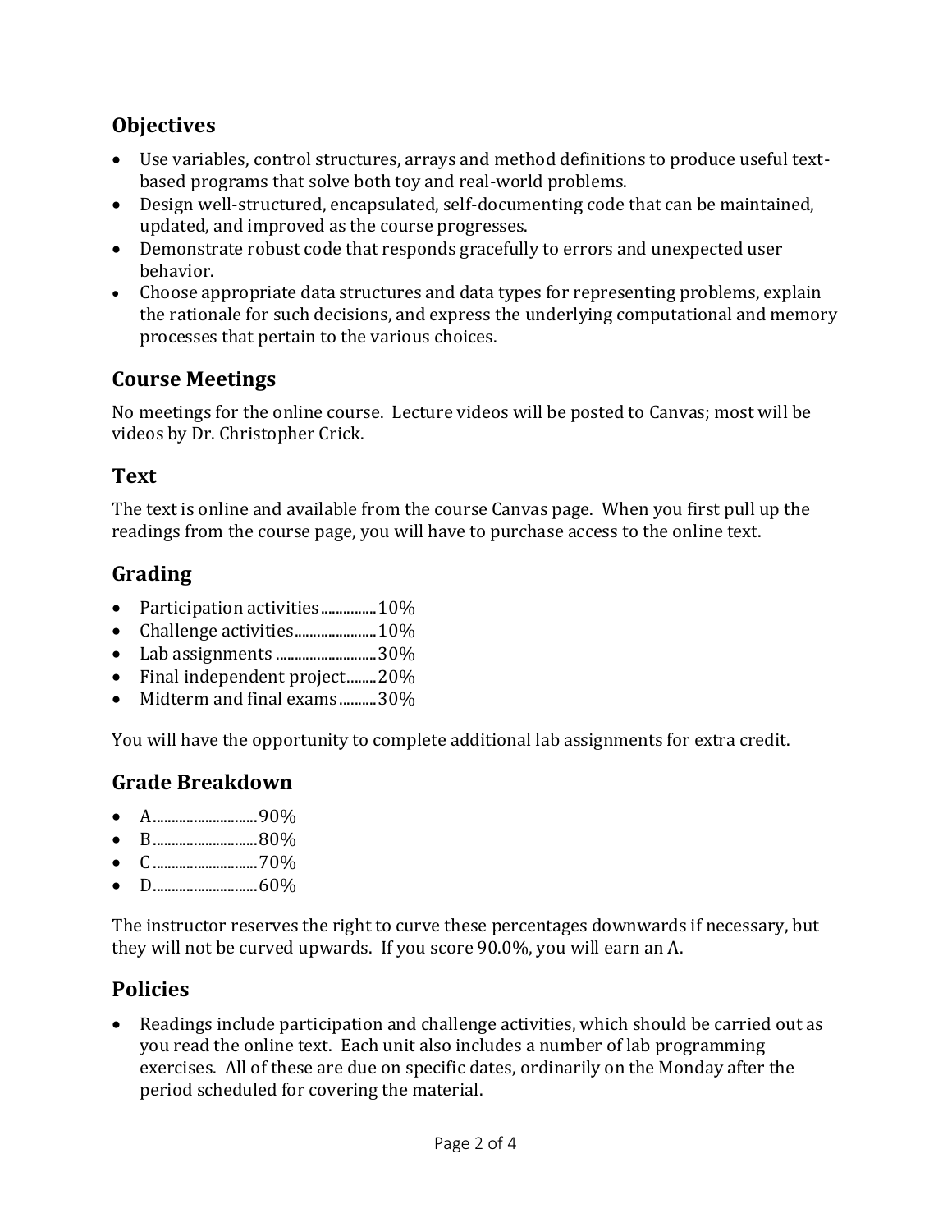## Objectives

- Use variables, control structures, arrays and method definitions to produce useful text-based programs that solve both toy and real-world problems.
- Design well-structured, encapsulated, self-documenting code that can be maintained, updated, and improved as the course progresses.
- Demonstrate robust code that responds gracefully to errors and unexpected user behavior.
- Choose appropriate data structures and data types for representing problems, explain the rationale for such decisions, and express the underlying computational and memory processes that pertain to the various choices.

## Course Meetings

No meetings for the online course. Lecture videos will be posted to Canvas; most will be videos by Dr. Christopher Crick.

## Text

The text is online and available from the course Canvas page. When you first pull up the readings from the course page, you will have to purchase access to the online text.

## Grading

- Participation activities...............10%
- Challenge activities......................10%
- Lab assignments ...........................30%
- Final independent project........20%
- Midterm and final exams..........30%

You will have the opportunity to complete additional lab assignments for extra credit.

## Grade Breakdown

- A............................90%
- B............................80%
- C............................70%
- D............................60%

The instructor reserves the right to curve these percentages downwards if necessary, but they will not be curved upwards. If you score 90.0%, you will earn an A.

## Policies

- Readings include participation and challenge activities, which should be carried out as you read the online text. Each unit also includes a number of lab programming exercises. All of these are due on specific dates, ordinarily on the Monday after the period scheduled for covering the material.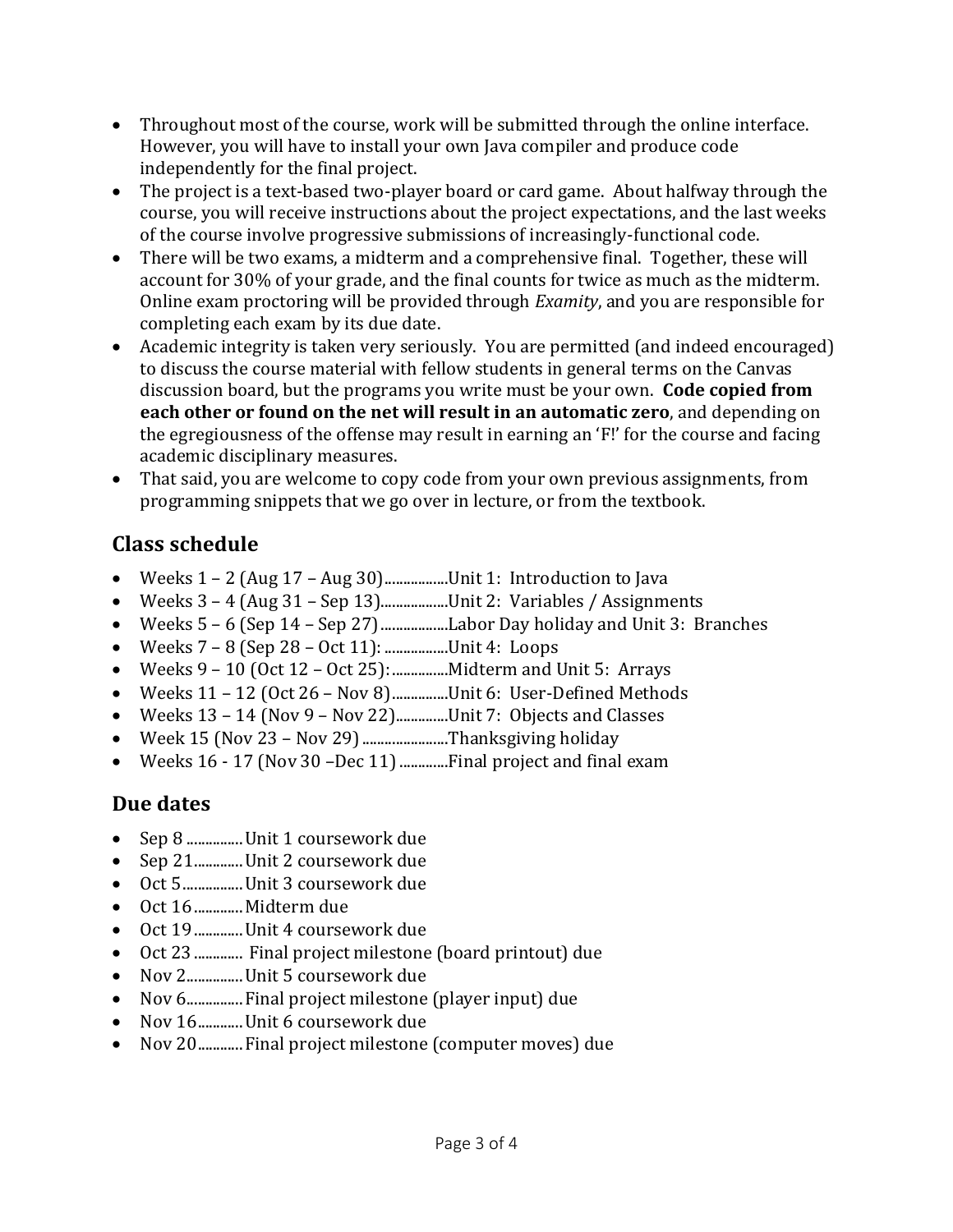- Throughout most of the course, work will be submitted through the online interface. However, you will have to install your own Java compiler and produce code independently for the final project.
- The project is a text-based two-player board or card game. About halfway through the course, you will receive instructions about the project expectations, and the last weeks of the course involve progressive submissions of increasingly-functional code.
- There will be two exams, a midterm and a comprehensive final. Together, these will account for 30% of your grade, and the final counts for twice as much as the midterm. Online exam proctoring will be provided through *Examity*, and you are responsible for completing each exam by its due date.
- Academic integrity is taken very seriously. You are permitted (and indeed encouraged) to discuss the course material with fellow students in general terms on the Canvas discussion board, but the programs you write must be your own. **Code copied from each other or found on the net will result in an automatic zero**, and depending on the egregiousness of the offense may result in earning an 'F!' for the course and facing academic disciplinary measures.
- That said, you are welcome to copy code from your own previous assignments, from programming snippets that we go over in lecture, or from the textbook.

## Class schedule

- Weeks 1 – 2 (Aug 17 – Aug 30).................Unit 1: Introduction to Java
- Weeks 3 – 4 (Aug 31 – Sep 13)..................Unit 2: Variables / Assignments
- Weeks 5 – 6 (Sep 14 – Sep 27)..................Labor Day holiday and Unit 3: Branches
- Weeks 7 – 8 (Sep 28 – Oct 11): .................Unit 4: Loops
- Weeks 9 – 10 (Oct 12 – Oct 25): ...............Midterm and Unit 5: Arrays
- Weeks 11 – 12 (Oct 26 – Nov 8)...............Unit 6: User-Defined Methods
- Weeks 13 – 14 (Nov 9 – Nov 22)..............Unit 7: Objects and Classes
- Week 15 (Nov 23 – Nov 29) .......................Thanksgiving holiday
- Weeks 16 - 17 (Nov 30 –Dec 11) .............Final project and final exam

## Due dates

- Sep 8 ...............Unit 1 coursework due
- Sep 21.............Unit 2 coursework due
- Oct 5................Unit 3 coursework due
- Oct 16.............Midterm due
- Oct 19.............Unit 4 coursework due
- Oct 23 ............. Final project milestone (board printout) due
- Nov 2...............Unit 5 coursework due
- Nov 6...............Final project milestone (player input) due
- Nov 16............Unit 6 coursework due
- Nov 20............Final project milestone (computer moves) due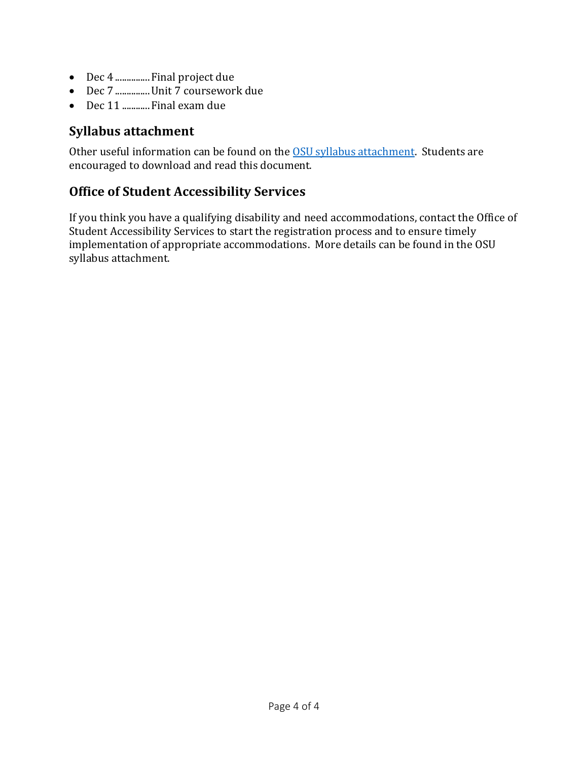- Dec 4 ............... Final project due
- Dec 7 ............... Unit 7 coursework due
- Dec 11 ............ Final exam due

## Syllabus attachment

Other useful information can be found on the OSU syllabus attachment. Students are encouraged to download and read this document.

## Office of Student Accessibility Services

If you think you have a qualifying disability and need accommodations, contact the Office of Student Accessibility Services to start the registration process and to ensure timely implementation of appropriate accommodations. More details can be found in the OSU syllabus attachment.